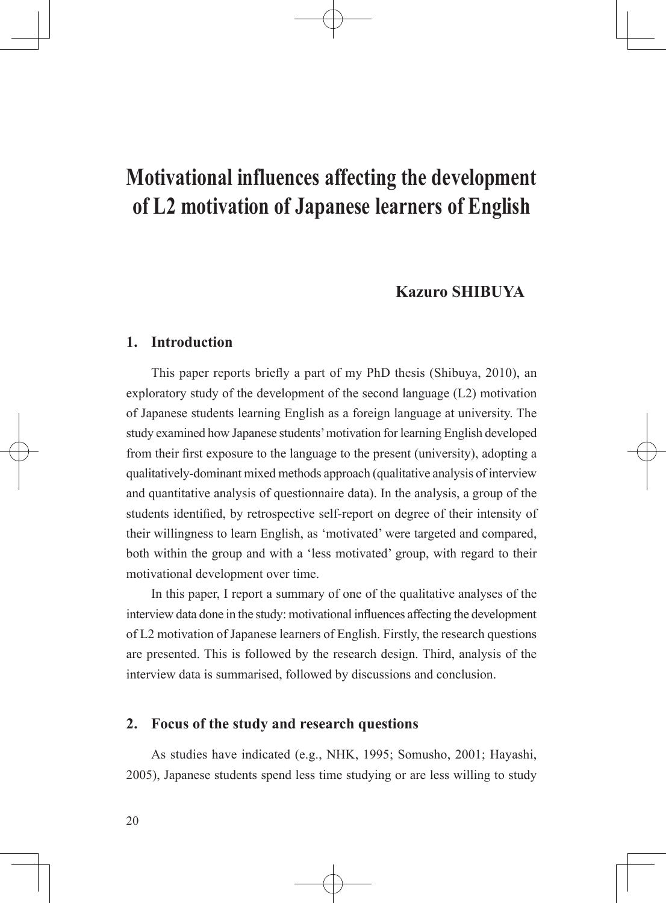# Motivational influences affecting the development of L2 motivation of Japanese learners of English

**Kazuro SHIBUYA**

## 1. Introduction

This paper reports briefly a part of my PhD thesis (Shibuya, 2010), an exploratory study of the development of the second language (L2) motivation of Japanese students learning English as a foreign language at university. The study examined how Japanese students' motivation for learning English developed from their first exposure to the language to the present (university), adopting a qualitatively-dominant mixed methods approach (qualitative analysis of interview and quantitative analysis of questionnaire data). In the analysis, a group of the students identified, by retrospective self-report on degree of their intensity of their willingness to learn English, as 'motivated' were targeted and compared, both within the group and with a 'less motivated' group, with regard to their motivational development over time.

In this paper, I report a summary of one of the qualitative analyses of the interview data done in the study: motivational influences affecting the development of L2 motivation of Japanese learners of English. Firstly, the research questions are presented. This is followed by the research design. Third, analysis of the interview data is summarised, followed by discussions and conclusion.

## 2. Focus of the study and research questions

As studies have indicated (e.g., NHK, 1995; Somusho, 2001; Hayashi, 2005), Japanese students spend less time studying or are less willing to study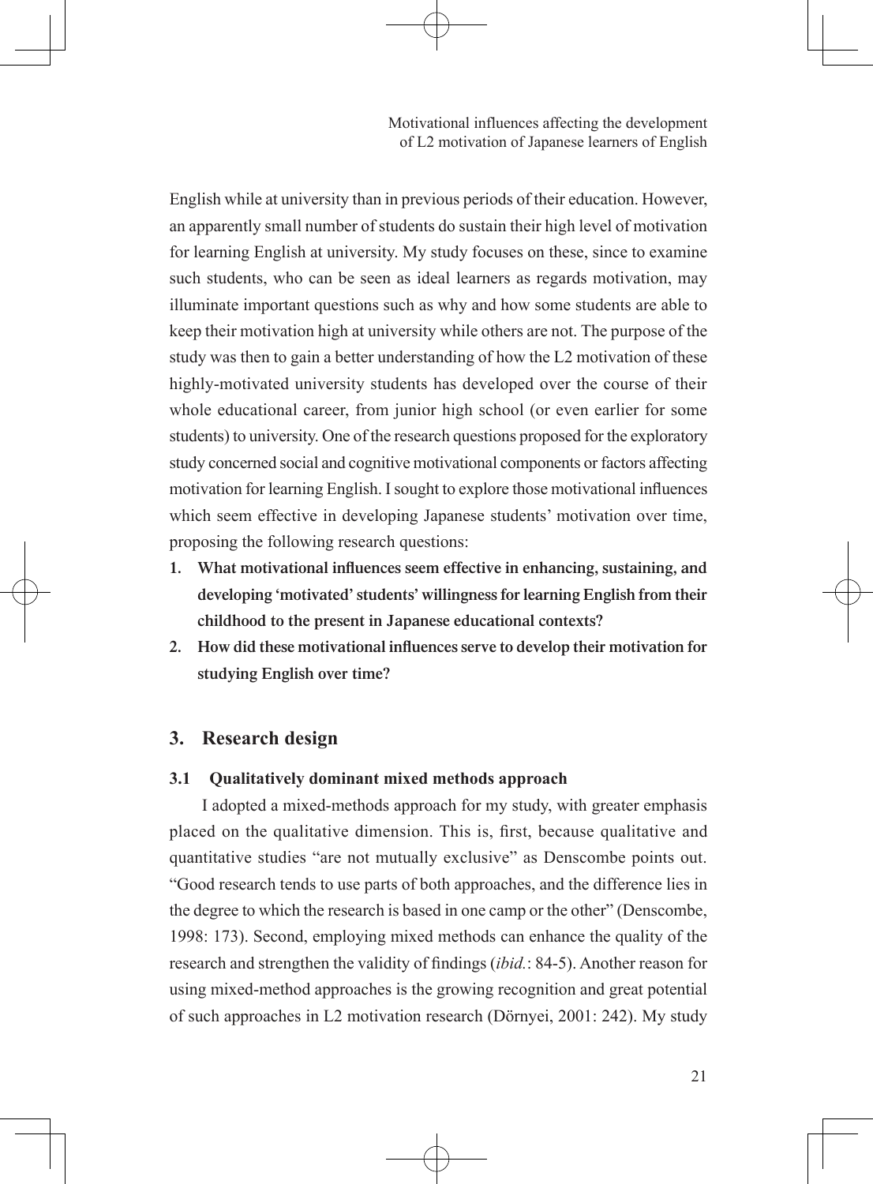English while at university than in previous periods of their education. However, an apparently small number of students do sustain their high level of motivation for learning English at university. My study focuses on these, since to examine such students, who can be seen as ideal learners as regards motivation, may illuminate important questions such as why and how some students are able to keep their motivation high at university while others are not. The purpose of the study was then to gain a better understanding of how the L2 motivation of these highly-motivated university students has developed over the course of their whole educational career, from junior high school (or even earlier for some students) to university. One of the research questions proposed for the exploratory study concerned social and cognitive motivational components or factors affecting motivation for learning English. I sought to explore those motivational influences which seem effective in developing Japanese students' motivation over time, proposing the following research questions:

1. **What motivational influences seem effective in enhancing, sustaining, and developing 'motivated' students' willingness for learning English from their childhood to the present in Japanese educational contexts?**
2. **How did these motivational influences serve to develop their motivation for studying English over time?**

## 3. Research design

### 3.1 Qualitatively dominant mixed methods approach

I adopted a mixed-methods approach for my study, with greater emphasis placed on the qualitative dimension. This is, first, because qualitative and quantitative studies "are not mutually exclusive" as Denscombe points out. "Good research tends to use parts of both approaches, and the difference lies in the degree to which the research is based in one camp or the other" (Denscombe, 1998: 173). Second, employing mixed methods can enhance the quality of the research and strengthen the validity of findings (*ibid.*: 84-5). Another reason for using mixed-method approaches is the growing recognition and great potential of such approaches in L2 motivation research (Dörnyei, 2001: 242). My study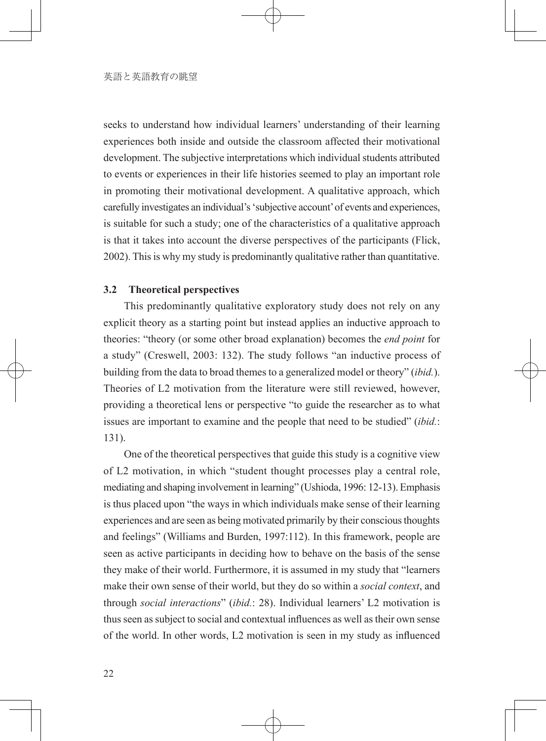seeks to understand how individual learners' understanding of their learning experiences both inside and outside the classroom affected their motivational development. The subjective interpretations which individual students attributed to events or experiences in their life histories seemed to play an important role in promoting their motivational development. A qualitative approach, which carefully investigates an individual's 'subjective account' of events and experiences, is suitable for such a study; one of the characteristics of a qualitative approach is that it takes into account the diverse perspectives of the participants (Flick, 2002). This is why my study is predominantly qualitative rather than quantitative.

### 3.2 Theoretical perspectives

This predominantly qualitative exploratory study does not rely on any explicit theory as a starting point but instead applies an inductive approach to theories: "theory (or some other broad explanation) becomes the *end point* for a study" (Creswell, 2003: 132). The study follows "an inductive process of building from the data to broad themes to a generalized model or theory" (*ibid.*). Theories of L2 motivation from the literature were still reviewed, however, providing a theoretical lens or perspective "to guide the researcher as to what issues are important to examine and the people that need to be studied" (*ibid.*: 131).

One of the theoretical perspectives that guide this study is a cognitive view of L2 motivation, in which "student thought processes play a central role, mediating and shaping involvement in learning" (Ushioda, 1996: 12-13). Emphasis is thus placed upon "the ways in which individuals make sense of their learning experiences and are seen as being motivated primarily by their conscious thoughts and feelings" (Williams and Burden, 1997:112). In this framework, people are seen as active participants in deciding how to behave on the basis of the sense they make of their world. Furthermore, it is assumed in my study that "learners make their own sense of their world, but they do so within a *social context*, and through *social interactions*" (*ibid.*: 28). Individual learners' L2 motivation is thus seen as subject to social and contextual influences as well as their own sense of the world. In other words, L2 motivation is seen in my study as influenced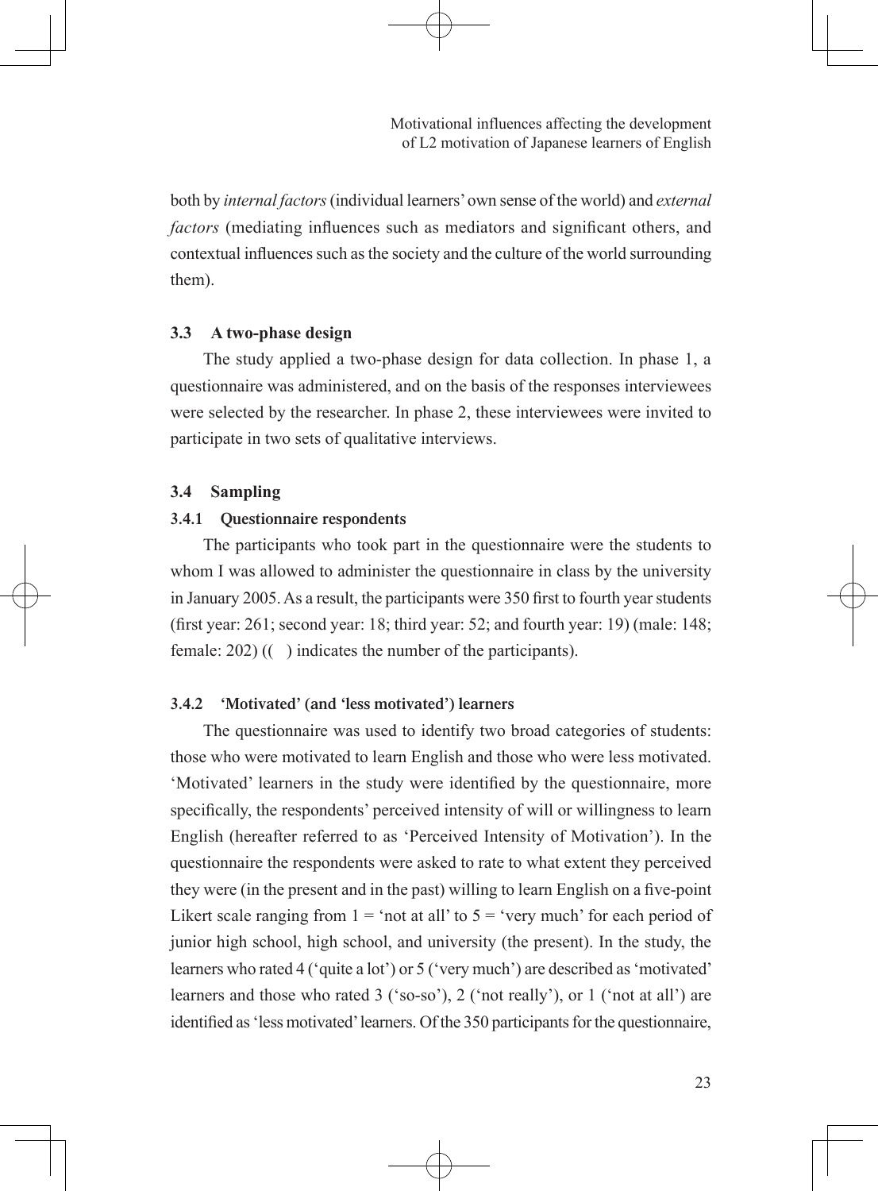both by *internal factors* (individual learners' own sense of the world) and *external factors* (mediating influences such as mediators and significant others, and contextual influences such as the society and the culture of the world surrounding them).

## 3.3 A two-phase design

The study applied a two-phase design for data collection. In phase 1, a questionnaire was administered, and on the basis of the responses interviewees were selected by the researcher. In phase 2, these interviewees were invited to participate in two sets of qualitative interviews.

## 3.4 Sampling

### 3.4.1 Questionnaire respondents

The participants who took part in the questionnaire were the students to whom I was allowed to administer the questionnaire in class by the university in January 2005. As a result, the participants were 350 first to fourth year students (first year: 261; second year: 18; third year: 52; and fourth year: 19) (male: 148; female: 202) ((  ) indicates the number of the participants).

### 3.4.2 'Motivated' (and 'less motivated') learners

The questionnaire was used to identify two broad categories of students: those who were motivated to learn English and those who were less motivated. 'Motivated' learners in the study were identified by the questionnaire, more specifically, the respondents' perceived intensity of will or willingness to learn English (hereafter referred to as 'Perceived Intensity of Motivation'). In the questionnaire the respondents were asked to rate to what extent they perceived they were (in the present and in the past) willing to learn English on a five-point Likert scale ranging from 1 = 'not at all' to 5 = 'very much' for each period of junior high school, high school, and university (the present). In the study, the learners who rated 4 ('quite a lot') or 5 ('very much') are described as 'motivated' learners and those who rated 3 ('so-so'), 2 ('not really'), or 1 ('not at all') are identified as 'less motivated' learners. Of the 350 participants for the questionnaire,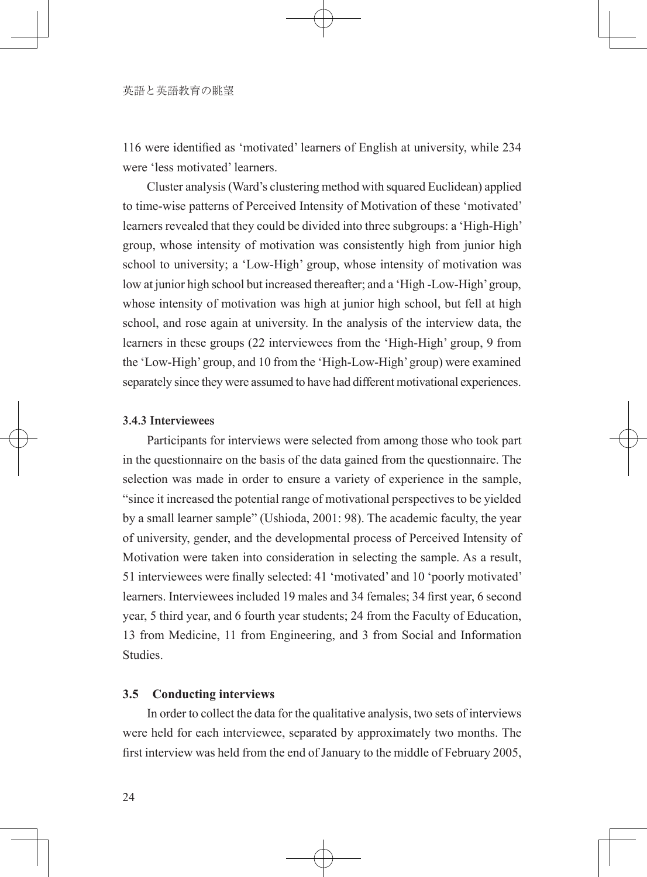116 were identified as 'motivated' learners of English at university, while 234 were 'less motivated' learners.

Cluster analysis (Ward's clustering method with squared Euclidean) applied to time-wise patterns of Perceived Intensity of Motivation of these 'motivated' learners revealed that they could be divided into three subgroups: a 'High-High' group, whose intensity of motivation was consistently high from junior high school to university; a 'Low-High' group, whose intensity of motivation was low at junior high school but increased thereafter; and a 'High -Low-High' group, whose intensity of motivation was high at junior high school, but fell at high school, and rose again at university. In the analysis of the interview data, the learners in these groups (22 interviewees from the 'High-High' group, 9 from the 'Low-High' group, and 10 from the 'High-Low-High' group) were examined separately since they were assumed to have had different motivational experiences.

#### 3.4.3 Interviewees

Participants for interviews were selected from among those who took part in the questionnaire on the basis of the data gained from the questionnaire. The selection was made in order to ensure a variety of experience in the sample, "since it increased the potential range of motivational perspectives to be yielded by a small learner sample" (Ushioda, 2001: 98). The academic faculty, the year of university, gender, and the developmental process of Perceived Intensity of Motivation were taken into consideration in selecting the sample. As a result, 51 interviewees were finally selected: 41 'motivated' and 10 'poorly motivated' learners. Interviewees included 19 males and 34 females; 34 first year, 6 second year, 5 third year, and 6 fourth year students; 24 from the Faculty of Education, 13 from Medicine, 11 from Engineering, and 3 from Social and Information Studies.

### 3.5 Conducting interviews

In order to collect the data for the qualitative analysis, two sets of interviews were held for each interviewee, separated by approximately two months. The first interview was held from the end of January to the middle of February 2005,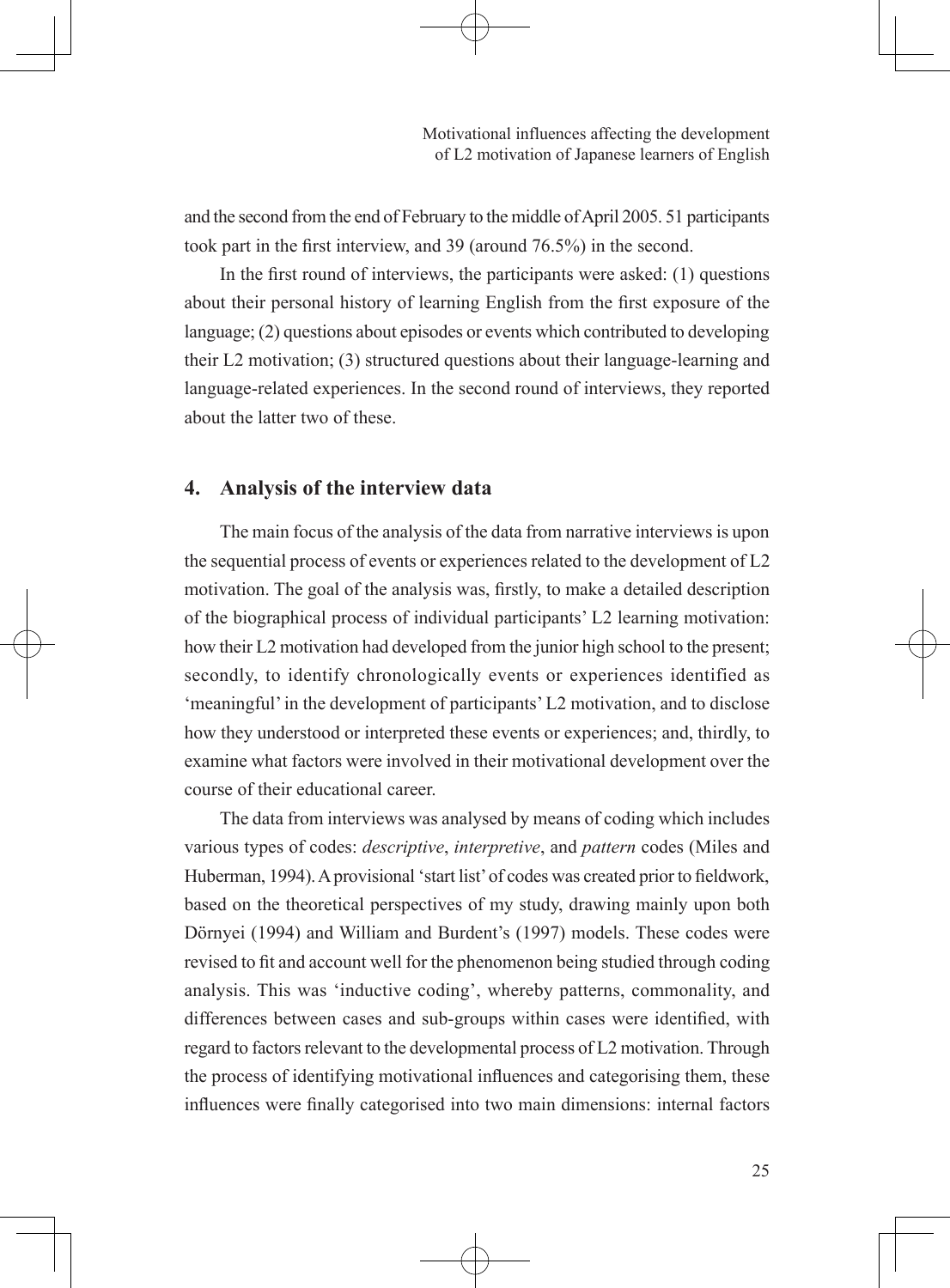and the second from the end of February to the middle of April 2005. 51 participants took part in the first interview, and 39 (around 76.5%) in the second.

In the first round of interviews, the participants were asked: (1) questions about their personal history of learning English from the first exposure of the language; (2) questions about episodes or events which contributed to developing their L2 motivation; (3) structured questions about their language-learning and language-related experiences. In the second round of interviews, they reported about the latter two of these.

## 4. Analysis of the interview data

The main focus of the analysis of the data from narrative interviews is upon the sequential process of events or experiences related to the development of L2 motivation. The goal of the analysis was, firstly, to make a detailed description of the biographical process of individual participants' L2 learning motivation: how their L2 motivation had developed from the junior high school to the present; secondly, to identify chronologically events or experiences identified as 'meaningful' in the development of participants' L2 motivation, and to disclose how they understood or interpreted these events or experiences; and, thirdly, to examine what factors were involved in their motivational development over the course of their educational career.

The data from interviews was analysed by means of coding which includes various types of codes: *descriptive*, *interpretive*, and *pattern* codes (Miles and Huberman, 1994). A provisional 'start list' of codes was created prior to fieldwork, based on the theoretical perspectives of my study, drawing mainly upon both Dörnyei (1994) and William and Burdent's (1997) models. These codes were revised to fit and account well for the phenomenon being studied through coding analysis. This was 'inductive coding', whereby patterns, commonality, and differences between cases and sub-groups within cases were identified, with regard to factors relevant to the developmental process of L2 motivation. Through the process of identifying motivational influences and categorising them, these influences were finally categorised into two main dimensions: internal factors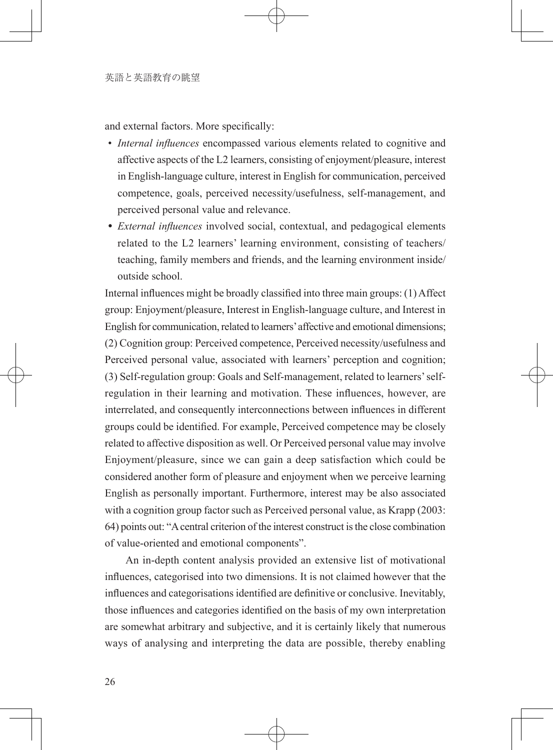and external factors. More specifically:

- *Internal influences* encompassed various elements related to cognitive and affective aspects of the L2 learners, consisting of enjoyment/pleasure, interest in English-language culture, interest in English for communication, perceived competence, goals, perceived necessity/usefulness, self-management, and perceived personal value and relevance.
- *External influences* involved social, contextual, and pedagogical elements related to the L2 learners' learning environment, consisting of teachers/teaching, family members and friends, and the learning environment inside/outside school.

Internal influences might be broadly classified into three main groups: (1) Affect group: Enjoyment/pleasure, Interest in English-language culture, and Interest in English for communication, related to learners' affective and emotional dimensions; (2) Cognition group: Perceived competence, Perceived necessity/usefulness and Perceived personal value, associated with learners' perception and cognition; (3) Self-regulation group: Goals and Self-management, related to learners' self-regulation in their learning and motivation. These influences, however, are interrelated, and consequently interconnections between influences in different groups could be identified. For example, Perceived competence may be closely related to affective disposition as well. Or Perceived personal value may involve Enjoyment/pleasure, since we can gain a deep satisfaction which could be considered another form of pleasure and enjoyment when we perceive learning English as personally important. Furthermore, interest may be also associated with a cognition group factor such as Perceived personal value, as Krapp (2003: 64) points out: "A central criterion of the interest construct is the close combination of value-oriented and emotional components".

An in-depth content analysis provided an extensive list of motivational influences, categorised into two dimensions. It is not claimed however that the influences and categorisations identified are definitive or conclusive. Inevitably, those influences and categories identified on the basis of my own interpretation are somewhat arbitrary and subjective, and it is certainly likely that numerous ways of analysing and interpreting the data are possible, thereby enabling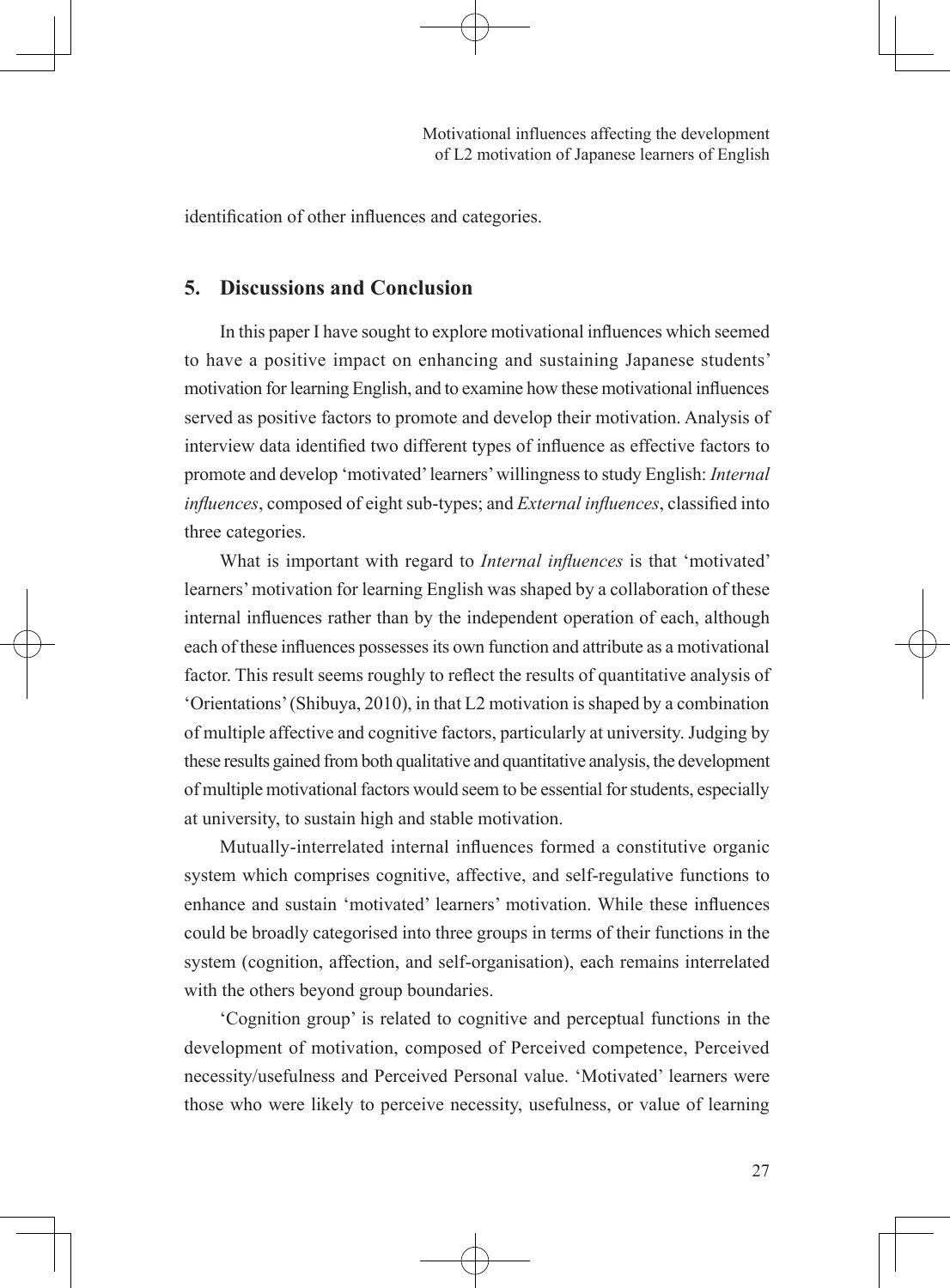identification of other influences and categories.

## 5. Discussions and Conclusion

In this paper I have sought to explore motivational influences which seemed to have a positive impact on enhancing and sustaining Japanese students' motivation for learning English, and to examine how these motivational influences served as positive factors to promote and develop their motivation. Analysis of interview data identified two different types of influence as effective factors to promote and develop 'motivated' learners' willingness to study English: *Internal influences*, composed of eight sub-types; and *External influences*, classified into three categories.

What is important with regard to *Internal influences* is that 'motivated' learners' motivation for learning English was shaped by a collaboration of these internal influences rather than by the independent operation of each, although each of these influences possesses its own function and attribute as a motivational factor. This result seems roughly to reflect the results of quantitative analysis of 'Orientations' (Shibuya, 2010), in that L2 motivation is shaped by a combination of multiple affective and cognitive factors, particularly at university. Judging by these results gained from both qualitative and quantitative analysis, the development of multiple motivational factors would seem to be essential for students, especially at university, to sustain high and stable motivation.

Mutually-interrelated internal influences formed a constitutive organic system which comprises cognitive, affective, and self-regulative functions to enhance and sustain 'motivated' learners' motivation. While these influences could be broadly categorised into three groups in terms of their functions in the system (cognition, affection, and self-organisation), each remains interrelated with the others beyond group boundaries.

'Cognition group' is related to cognitive and perceptual functions in the development of motivation, composed of Perceived competence, Perceived necessity/usefulness and Perceived Personal value. 'Motivated' learners were those who were likely to perceive necessity, usefulness, or value of learning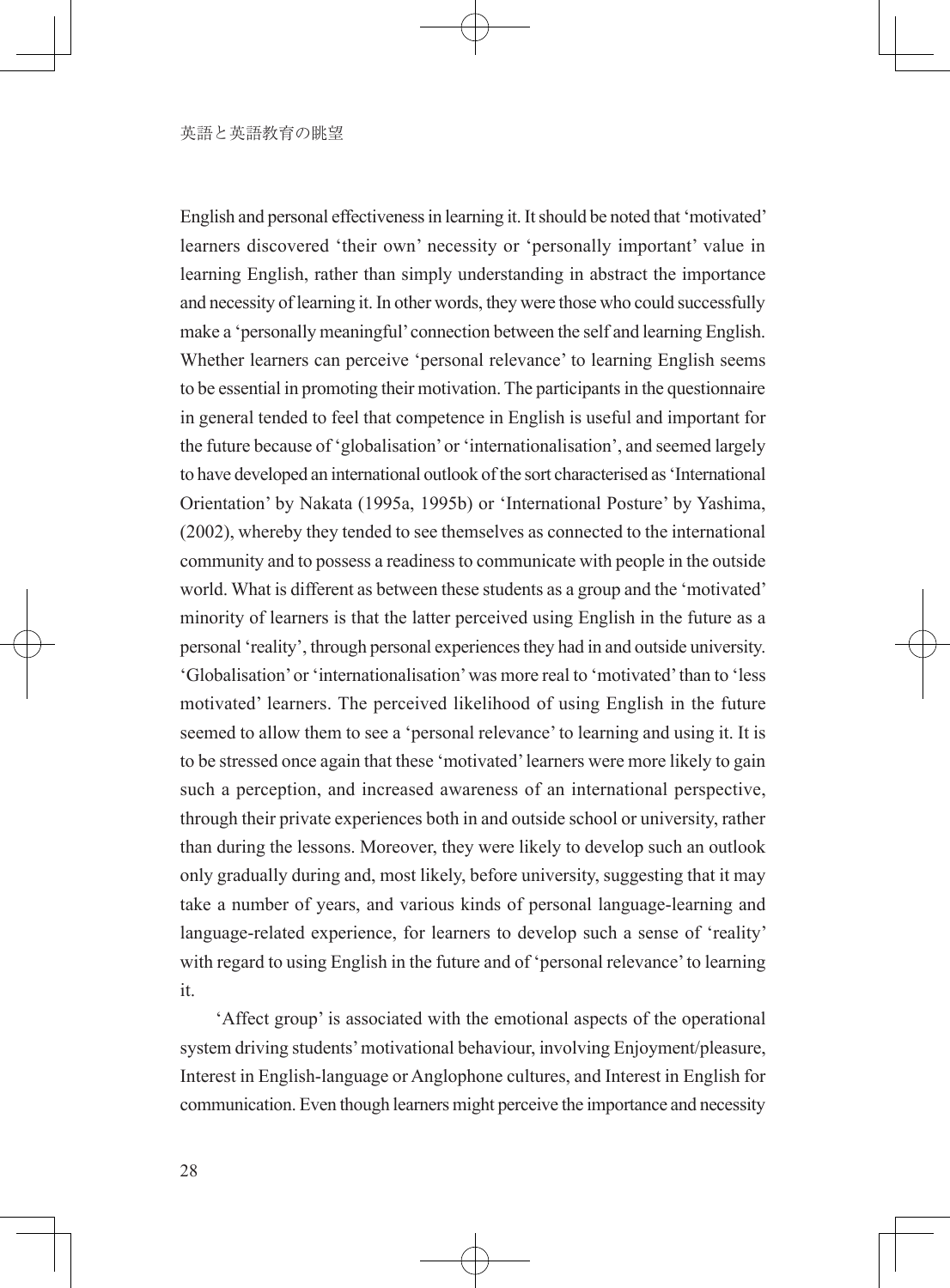English and personal effectiveness in learning it. It should be noted that 'motivated' learners discovered 'their own' necessity or 'personally important' value in learning English, rather than simply understanding in abstract the importance and necessity of learning it. In other words, they were those who could successfully make a 'personally meaningful' connection between the self and learning English. Whether learners can perceive 'personal relevance' to learning English seems to be essential in promoting their motivation. The participants in the questionnaire in general tended to feel that competence in English is useful and important for the future because of 'globalisation' or 'internationalisation', and seemed largely to have developed an international outlook of the sort characterised as 'International Orientation' by Nakata (1995a, 1995b) or 'International Posture' by Yashima, (2002), whereby they tended to see themselves as connected to the international community and to possess a readiness to communicate with people in the outside world. What is different as between these students as a group and the 'motivated' minority of learners is that the latter perceived using English in the future as a personal 'reality', through personal experiences they had in and outside university. 'Globalisation' or 'internationalisation' was more real to 'motivated' than to 'less motivated' learners. The perceived likelihood of using English in the future seemed to allow them to see a 'personal relevance' to learning and using it. It is to be stressed once again that these 'motivated' learners were more likely to gain such a perception, and increased awareness of an international perspective, through their private experiences both in and outside school or university, rather than during the lessons. Moreover, they were likely to develop such an outlook only gradually during and, most likely, before university, suggesting that it may take a number of years, and various kinds of personal language-learning and language-related experience, for learners to develop such a sense of 'reality' with regard to using English in the future and of 'personal relevance' to learning it.

'Affect group' is associated with the emotional aspects of the operational system driving students' motivational behaviour, involving Enjoyment/pleasure, Interest in English-language or Anglophone cultures, and Interest in English for communication. Even though learners might perceive the importance and necessity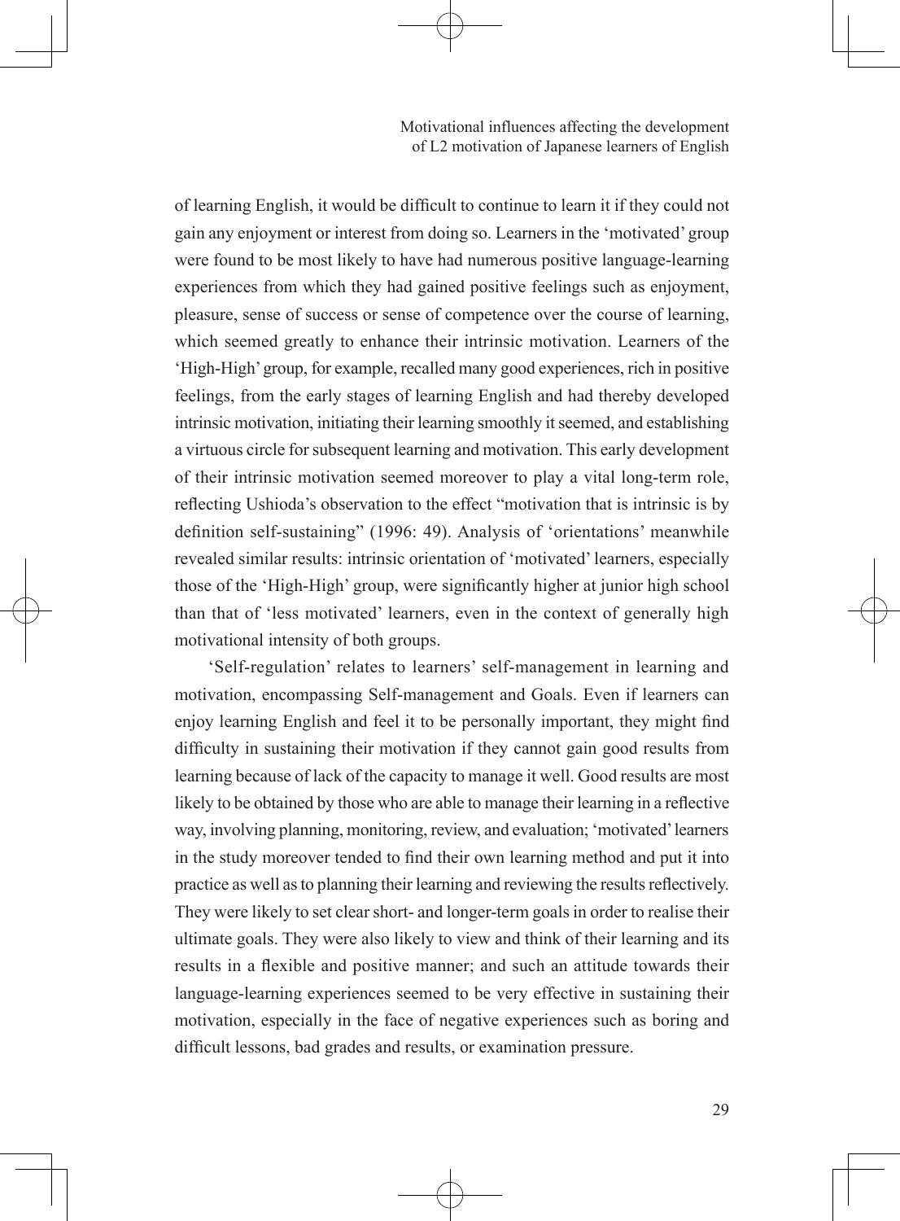of learning English, it would be difficult to continue to learn it if they could not gain any enjoyment or interest from doing so. Learners in the 'motivated' group were found to be most likely to have had numerous positive language-learning experiences from which they had gained positive feelings such as enjoyment, pleasure, sense of success or sense of competence over the course of learning, which seemed greatly to enhance their intrinsic motivation. Learners of the 'High-High' group, for example, recalled many good experiences, rich in positive feelings, from the early stages of learning English and had thereby developed intrinsic motivation, initiating their learning smoothly it seemed, and establishing a virtuous circle for subsequent learning and motivation. This early development of their intrinsic motivation seemed moreover to play a vital long-term role, reflecting Ushioda's observation to the effect "motivation that is intrinsic is by definition self-sustaining" (1996: 49). Analysis of 'orientations' meanwhile revealed similar results: intrinsic orientation of 'motivated' learners, especially those of the 'High-High' group, were significantly higher at junior high school than that of 'less motivated' learners, even in the context of generally high motivational intensity of both groups.

'Self-regulation' relates to learners' self-management in learning and motivation, encompassing Self-management and Goals. Even if learners can enjoy learning English and feel it to be personally important, they might find difficulty in sustaining their motivation if they cannot gain good results from learning because of lack of the capacity to manage it well. Good results are most likely to be obtained by those who are able to manage their learning in a reflective way, involving planning, monitoring, review, and evaluation; 'motivated' learners in the study moreover tended to find their own learning method and put it into practice as well as to planning their learning and reviewing the results reflectively. They were likely to set clear short- and longer-term goals in order to realise their ultimate goals. They were also likely to view and think of their learning and its results in a flexible and positive manner; and such an attitude towards their language-learning experiences seemed to be very effective in sustaining their motivation, especially in the face of negative experiences such as boring and difficult lessons, bad grades and results, or examination pressure.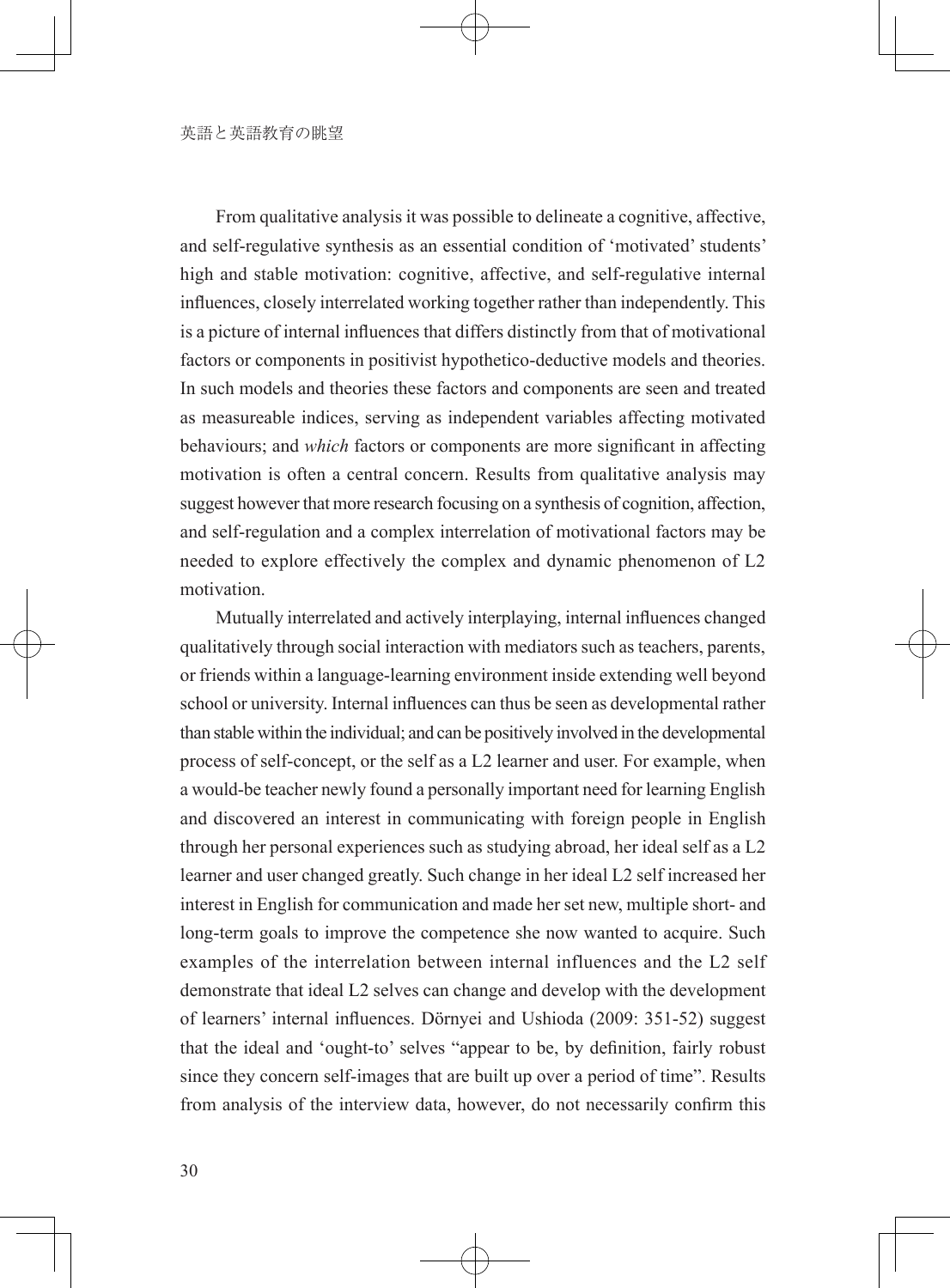From qualitative analysis it was possible to delineate a cognitive, affective, and self-regulative synthesis as an essential condition of 'motivated' students' high and stable motivation: cognitive, affective, and self-regulative internal influences, closely interrelated working together rather than independently. This is a picture of internal influences that differs distinctly from that of motivational factors or components in positivist hypothetico-deductive models and theories. In such models and theories these factors and components are seen and treated as measureable indices, serving as independent variables affecting motivated behaviours; and *which* factors or components are more significant in affecting motivation is often a central concern. Results from qualitative analysis may suggest however that more research focusing on a synthesis of cognition, affection, and self-regulation and a complex interrelation of motivational factors may be needed to explore effectively the complex and dynamic phenomenon of L2 motivation.

Mutually interrelated and actively interplaying, internal influences changed qualitatively through social interaction with mediators such as teachers, parents, or friends within a language-learning environment inside extending well beyond school or university. Internal influences can thus be seen as developmental rather than stable within the individual; and can be positively involved in the developmental process of self-concept, or the self as a L2 learner and user. For example, when a would-be teacher newly found a personally important need for learning English and discovered an interest in communicating with foreign people in English through her personal experiences such as studying abroad, her ideal self as a L2 learner and user changed greatly. Such change in her ideal L2 self increased her interest in English for communication and made her set new, multiple short- and long-term goals to improve the competence she now wanted to acquire. Such examples of the interrelation between internal influences and the L2 self demonstrate that ideal L2 selves can change and develop with the development of learners' internal influences. Dörnyei and Ushioda (2009: 351-52) suggest that the ideal and 'ought-to' selves "appear to be, by definition, fairly robust since they concern self-images that are built up over a period of time". Results from analysis of the interview data, however, do not necessarily confirm this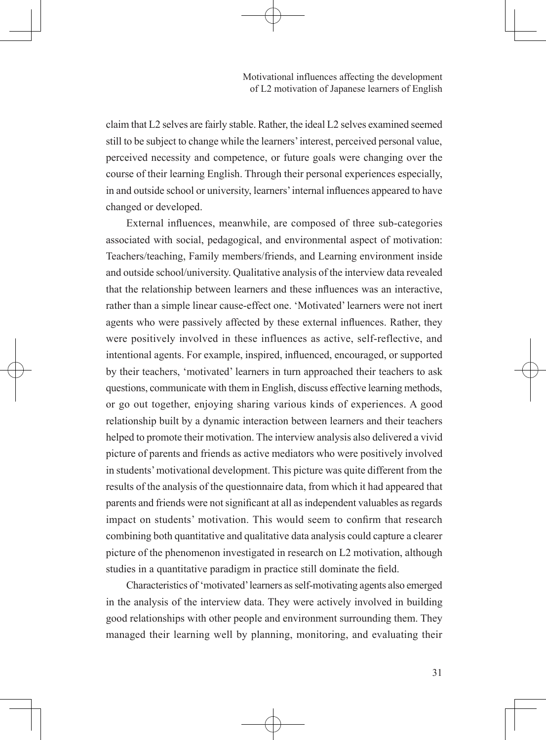claim that L2 selves are fairly stable. Rather, the ideal L2 selves examined seemed still to be subject to change while the learners' interest, perceived personal value, perceived necessity and competence, or future goals were changing over the course of their learning English. Through their personal experiences especially, in and outside school or university, learners' internal influences appeared to have changed or developed.

External influences, meanwhile, are composed of three sub-categories associated with social, pedagogical, and environmental aspect of motivation: Teachers/teaching, Family members/friends, and Learning environment inside and outside school/university. Qualitative analysis of the interview data revealed that the relationship between learners and these influences was an interactive, rather than a simple linear cause-effect one. 'Motivated' learners were not inert agents who were passively affected by these external influences. Rather, they were positively involved in these influences as active, self-reflective, and intentional agents. For example, inspired, influenced, encouraged, or supported by their teachers, 'motivated' learners in turn approached their teachers to ask questions, communicate with them in English, discuss effective learning methods, or go out together, enjoying sharing various kinds of experiences. A good relationship built by a dynamic interaction between learners and their teachers helped to promote their motivation. The interview analysis also delivered a vivid picture of parents and friends as active mediators who were positively involved in students' motivational development. This picture was quite different from the results of the analysis of the questionnaire data, from which it had appeared that parents and friends were not significant at all as independent valuables as regards impact on students' motivation. This would seem to confirm that research combining both quantitative and qualitative data analysis could capture a clearer picture of the phenomenon investigated in research on L2 motivation, although studies in a quantitative paradigm in practice still dominate the field.

Characteristics of 'motivated' learners as self-motivating agents also emerged in the analysis of the interview data. They were actively involved in building good relationships with other people and environment surrounding them. They managed their learning well by planning, monitoring, and evaluating their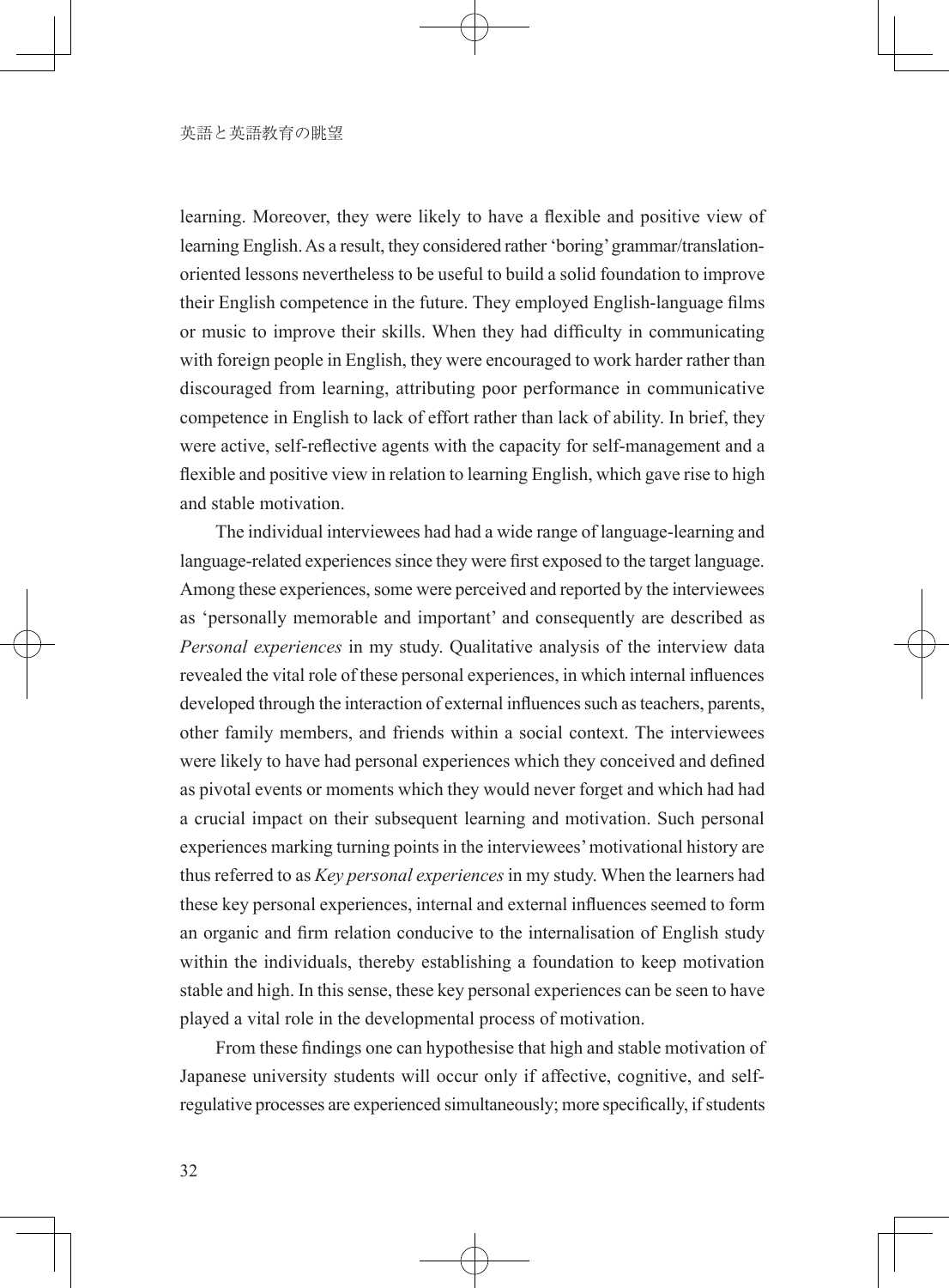learning. Moreover, they were likely to have a flexible and positive view of learning English. As a result, they considered rather 'boring' grammar/translation-oriented lessons nevertheless to be useful to build a solid foundation to improve their English competence in the future. They employed English-language films or music to improve their skills. When they had difficulty in communicating with foreign people in English, they were encouraged to work harder rather than discouraged from learning, attributing poor performance in communicative competence in English to lack of effort rather than lack of ability. In brief, they were active, self-reflective agents with the capacity for self-management and a flexible and positive view in relation to learning English, which gave rise to high and stable motivation.

The individual interviewees had had a wide range of language-learning and language-related experiences since they were first exposed to the target language. Among these experiences, some were perceived and reported by the interviewees as 'personally memorable and important' and consequently are described as *Personal experiences* in my study. Qualitative analysis of the interview data revealed the vital role of these personal experiences, in which internal influences developed through the interaction of external influences such as teachers, parents, other family members, and friends within a social context. The interviewees were likely to have had personal experiences which they conceived and defined as pivotal events or moments which they would never forget and which had had a crucial impact on their subsequent learning and motivation. Such personal experiences marking turning points in the interviewees' motivational history are thus referred to as *Key personal experiences* in my study. When the learners had these key personal experiences, internal and external influences seemed to form an organic and firm relation conducive to the internalisation of English study within the individuals, thereby establishing a foundation to keep motivation stable and high. In this sense, these key personal experiences can be seen to have played a vital role in the developmental process of motivation.

From these findings one can hypothesise that high and stable motivation of Japanese university students will occur only if affective, cognitive, and self-regulative processes are experienced simultaneously; more specifically, if students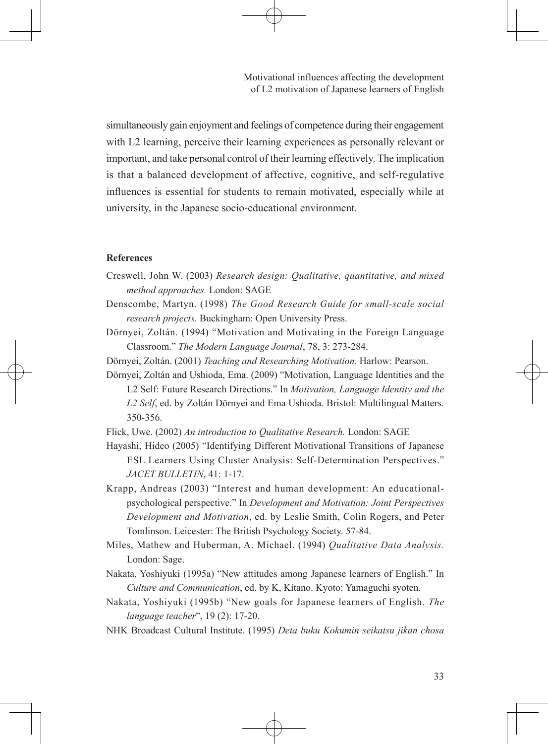simultaneously gain enjoyment and feelings of competence during their engagement with L2 learning, perceive their learning experiences as personally relevant or important, and take personal control of their learning effectively. The implication is that a balanced development of affective, cognitive, and self-regulative influences is essential for students to remain motivated, especially while at university, in the Japanese socio-educational environment.

**References**

Creswell, John W. (2003) *Research design: Qualitative, quantitative, and mixed method approaches.* London: SAGE

Denscombe, Martyn. (1998) *The Good Research Guide for small-scale social research projects.* Buckingham: Open University Press.

Dörnyei, Zoltán. (1994) "Motivation and Motivating in the Foreign Language Classroom." *The Modern Language Journal*, 78, 3: 273-284.

Dörnyei, Zoltán. (2001) *Teaching and Researching Motivation.* Harlow: Pearson.

Dörnyei, Zoltán and Ushioda, Ema. (2009) "Motivation, Language Identities and the L2 Self: Future Research Directions." In *Motivation, Language Identity and the L2 Self*, ed. by Zoltán Dörnyei and Ema Ushioda. Bristol: Multilingual Matters. 350-356.

Flick, Uwe. (2002) *An introduction to Qualitative Research.* London: SAGE

Hayashi, Hideo (2005) "Identifying Different Motivational Transitions of Japanese ESL Learners Using Cluster Analysis: Self-Determination Perspectives." *JACET BULLETIN*, 41: 1-17.

Krapp, Andreas (2003) "Interest and human development: An educational-psychological perspective." In *Development and Motivation: Joint Perspectives Development and Motivation*, ed. by Leslie Smith, Colin Rogers, and Peter Tomlinson. Leicester: The British Psychology Society. 57-84.

Miles, Mathew and Huberman, A. Michael. (1994) *Qualitative Data Analysis.* London: Sage.

Nakata, Yoshiyuki (1995a) "New attitudes among Japanese learners of English." In *Culture and Communication*, ed. by K, Kitano. Kyoto: Yamaguchi syoten.

Nakata, Yoshiyuki (1995b) "New goals for Japanese learners of English. *The language teacher*", 19 (2): 17-20.

NHK Broadcast Cultural Institute. (1995) *Deta buku Kokumin seikatsu jikan chosa*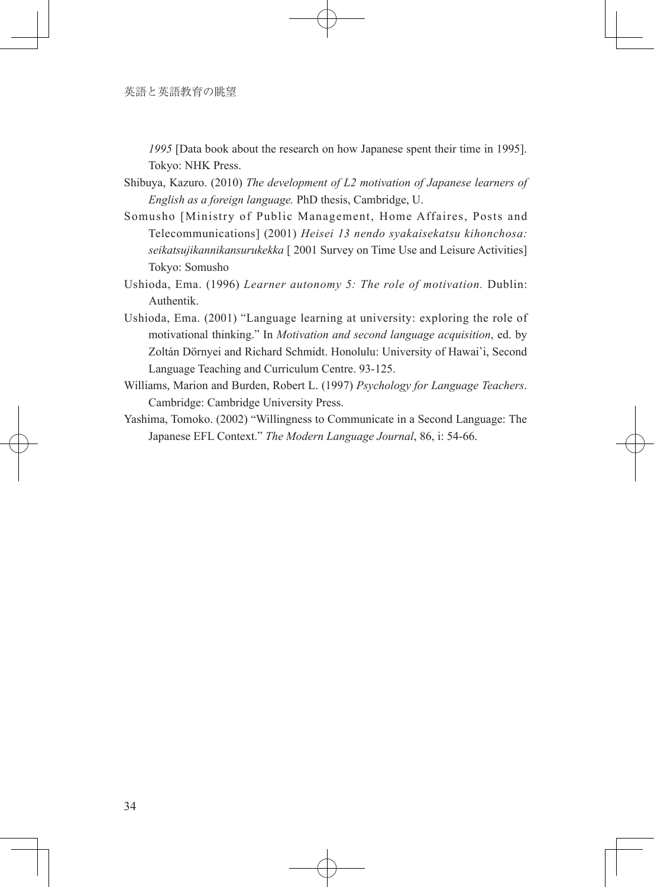*1995* [Data book about the research on how Japanese spent their time in 1995]. Tokyo: NHK Press.

Shibuya, Kazuro. (2010) *The development of L2 motivation of Japanese learners of English as a foreign language.* PhD thesis, Cambridge, U.

Somusho [Ministry of Public Management, Home Affaires, Posts and Telecommunications] (2001) *Heisei 13 nendo syakaisekatsu kihonchosa: seikatsujikannikansurukekka* [ 2001 Survey on Time Use and Leisure Activities] Tokyo: Somusho

Ushioda, Ema. (1996) *Learner autonomy 5: The role of motivation.* Dublin: Authentik.

Ushioda, Ema. (2001) "Language learning at university: exploring the role of motivational thinking." In *Motivation and second language acquisition*, ed. by Zoltán Dörnyei and Richard Schmidt. Honolulu: University of Hawai'i, Second Language Teaching and Curriculum Centre. 93-125.

Williams, Marion and Burden, Robert L. (1997) *Psychology for Language Teachers*. Cambridge: Cambridge University Press.

Yashima, Tomoko. (2002) "Willingness to Communicate in a Second Language: The Japanese EFL Context." *The Modern Language Journal*, 86, i: 54-66.